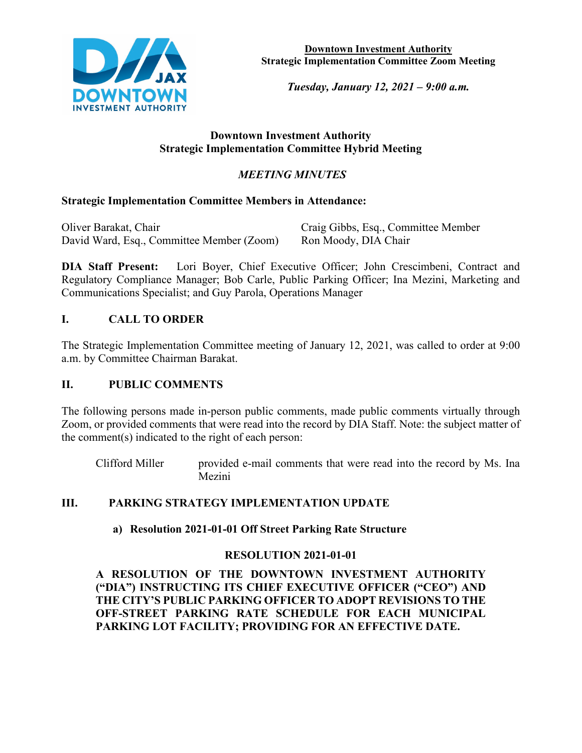**Downtown Investment Authority**
**Strategic Implementation Committee Zoom Meeting**

***Tuesday, January 12, 2021 – 9:00 a.m.***

**Downtown Investment Authority**
**Strategic Implementation Committee Hybrid Meeting**

***MEETING MINUTES***

**Strategic Implementation Committee Members in Attendance:**

Oliver Barakat, Chair
David Ward, Esq., Committee Member (Zoom)
Craig Gibbs, Esq., Committee Member
Ron Moody, DIA Chair

**DIA Staff Present:** Lori Boyer, Chief Executive Officer; John Crescimbeni, Contract and Regulatory Compliance Manager; Bob Carle, Public Parking Officer; Ina Mezini, Marketing and Communications Specialist; and Guy Parola, Operations Manager

## I. CALL TO ORDER

The Strategic Implementation Committee meeting of January 12, 2021, was called to order at 9:00 a.m. by Committee Chairman Barakat.

## II. PUBLIC COMMENTS

The following persons made in-person public comments, made public comments virtually through Zoom, or provided comments that were read into the record by DIA Staff. Note: the subject matter of the comment(s) indicated to the right of each person:

Clifford Miller — provided e-mail comments that were read into the record by Ms. Ina Mezini

## III. PARKING STRATEGY IMPLEMENTATION UPDATE

### a) Resolution 2021-01-01 Off Street Parking Rate Structure

**RESOLUTION 2021-01-01**

**A RESOLUTION OF THE DOWNTOWN INVESTMENT AUTHORITY ("DIA") INSTRUCTING ITS CHIEF EXECUTIVE OFFICER ("CEO") AND THE CITY'S PUBLIC PARKING OFFICER TO ADOPT REVISIONS TO THE OFF-STREET PARKING RATE SCHEDULE FOR EACH MUNICIPAL PARKING LOT FACILITY; PROVIDING FOR AN EFFECTIVE DATE.**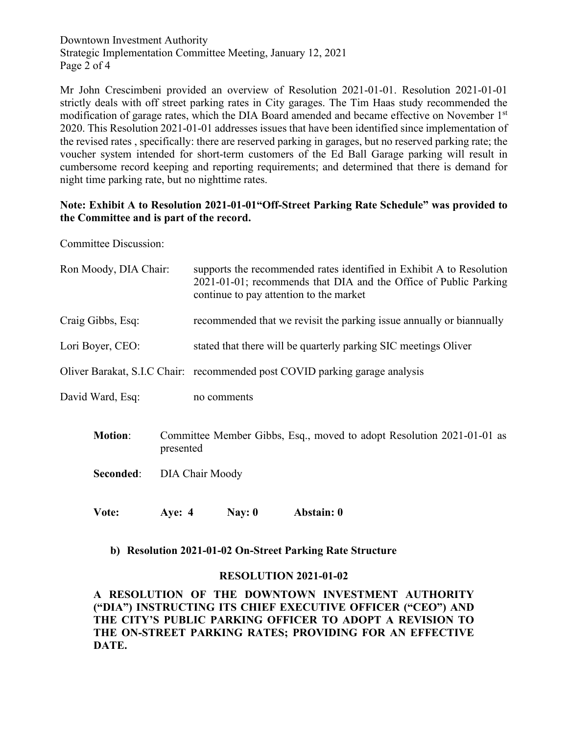Mr John Crescimbeni provided an overview of Resolution 2021-01-01. Resolution 2021-01-01 strictly deals with off street parking rates in City garages. The Tim Haas study recommended the modification of garage rates, which the DIA Board amended and became effective on November 1st 2020. This Resolution 2021-01-01 addresses issues that have been identified since implementation of the revised rates , specifically: there are reserved parking in garages, but no reserved parking rate; the voucher system intended for short-term customers of the Ed Ball Garage parking will result in cumbersome record keeping and reporting requirements; and determined that there is demand for night time parking rate, but no nighttime rates.

**Note: Exhibit A to Resolution 2021-01-01"Off-Street Parking Rate Schedule" was provided to the Committee and is part of the record.**

Committee Discussion:

Ron Moody, DIA Chair: supports the recommended rates identified in Exhibit A to Resolution 2021-01-01; recommends that DIA and the Office of Public Parking continue to pay attention to the market

Craig Gibbs, Esq: recommended that we revisit the parking issue annually or biannually

Lori Boyer, CEO: stated that there will be quarterly parking SIC meetings Oliver

Oliver Barakat, S.I.C Chair: recommended post COVID parking garage analysis

David Ward, Esq: no comments

**Motion**: Committee Member Gibbs, Esq., moved to adopt Resolution 2021-01-01 as presented

**Seconded**: DIA Chair Moody

**Vote: Aye: 4 Nay: 0 Abstain: 0**

**b) Resolution 2021-01-02 On-Street Parking Rate Structure**

**RESOLUTION 2021-01-02**

**A RESOLUTION OF THE DOWNTOWN INVESTMENT AUTHORITY ("DIA") INSTRUCTING ITS CHIEF EXECUTIVE OFFICER ("CEO") AND THE CITY'S PUBLIC PARKING OFFICER TO ADOPT A REVISION TO THE ON-STREET PARKING RATES; PROVIDING FOR AN EFFECTIVE DATE.**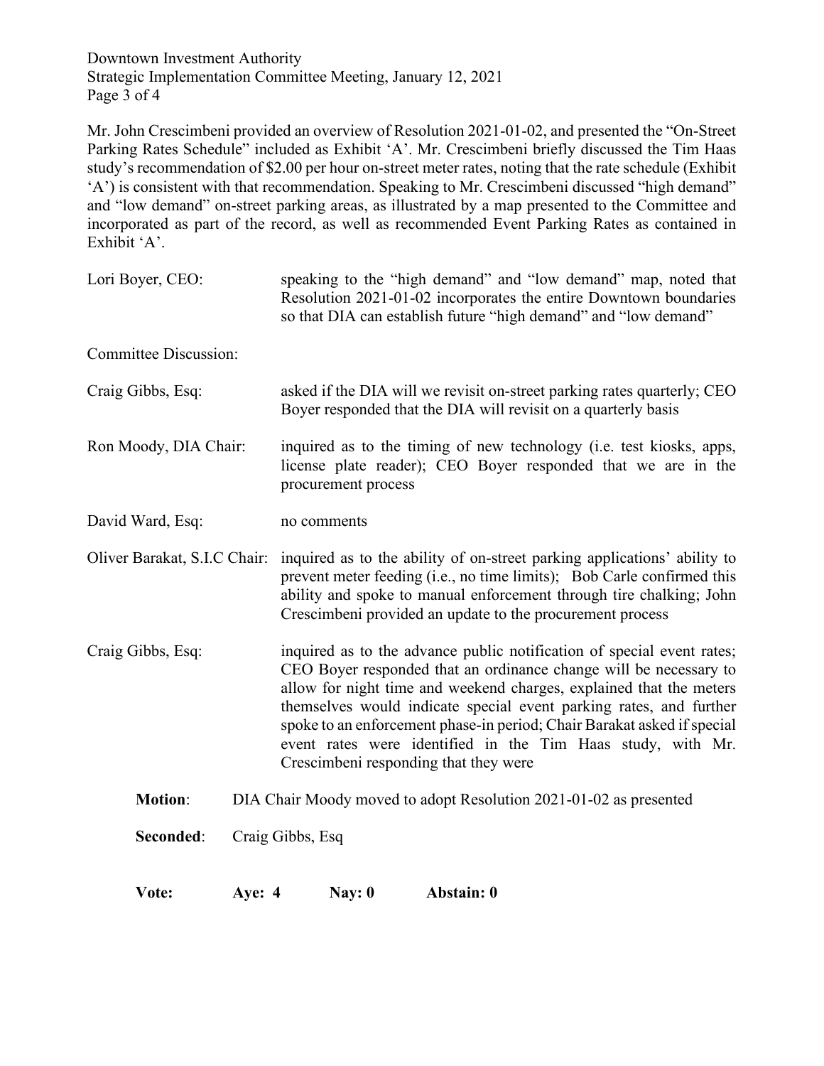Mr. John Crescimbeni provided an overview of Resolution 2021-01-02, and presented the "On-Street Parking Rates Schedule" included as Exhibit 'A'. Mr. Crescimbeni briefly discussed the Tim Haas study's recommendation of $2.00 per hour on-street meter rates, noting that the rate schedule (Exhibit 'A') is consistent with that recommendation. Speaking to Mr. Crescimbeni discussed "high demand" and "low demand" on-street parking areas, as illustrated by a map presented to the Committee and incorporated as part of the record, as well as recommended Event Parking Rates as contained in Exhibit 'A'.

Lori Boyer, CEO: speaking to the "high demand" and "low demand" map, noted that Resolution 2021-01-02 incorporates the entire Downtown boundaries so that DIA can establish future "high demand" and "low demand"

Committee Discussion:

Craig Gibbs, Esq: asked if the DIA will we revisit on-street parking rates quarterly; CEO Boyer responded that the DIA will revisit on a quarterly basis

Ron Moody, DIA Chair: inquired as to the timing of new technology (i.e. test kiosks, apps, license plate reader); CEO Boyer responded that we are in the procurement process

David Ward, Esq: no comments

Oliver Barakat, S.I.C Chair: inquired as to the ability of on-street parking applications' ability to prevent meter feeding (i.e., no time limits); Bob Carle confirmed this ability and spoke to manual enforcement through tire chalking; John Crescimbeni provided an update to the procurement process

Craig Gibbs, Esq: inquired as to the advance public notification of special event rates; CEO Boyer responded that an ordinance change will be necessary to allow for night time and weekend charges, explained that the meters themselves would indicate special event parking rates, and further spoke to an enforcement phase-in period; Chair Barakat asked if special event rates were identified in the Tim Haas study, with Mr. Crescimbeni responding that they were

**Motion**: DIA Chair Moody moved to adopt Resolution 2021-01-02 as presented

**Seconded**: Craig Gibbs, Esq

**Vote: Aye: 4 Nay: 0 Abstain: 0**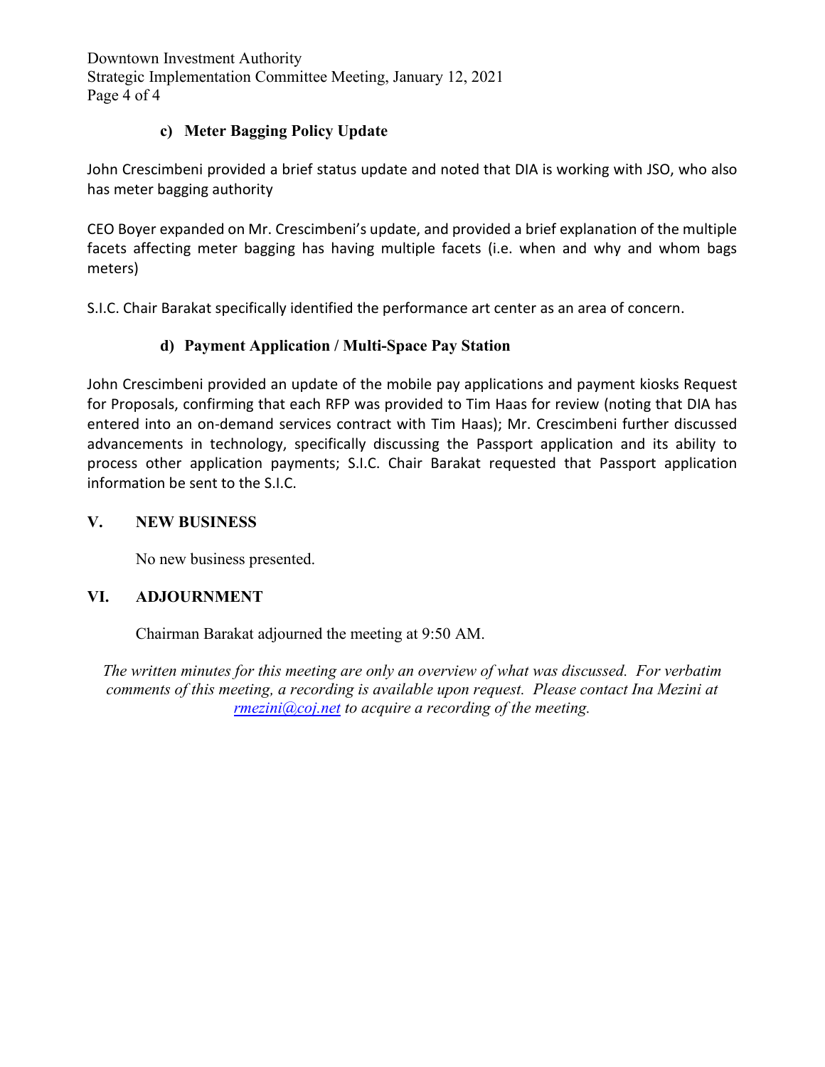### c) Meter Bagging Policy Update

John Crescimbeni provided a brief status update and noted that DIA is working with JSO, who also has meter bagging authority

CEO Boyer expanded on Mr. Crescimbeni's update, and provided a brief explanation of the multiple facets affecting meter bagging has having multiple facets (i.e. when and why and whom bags meters)

S.I.C. Chair Barakat specifically identified the performance art center as an area of concern.

### d) Payment Application / Multi-Space Pay Station

John Crescimbeni provided an update of the mobile pay applications and payment kiosks Request for Proposals, confirming that each RFP was provided to Tim Haas for review (noting that DIA has entered into an on-demand services contract with Tim Haas); Mr. Crescimbeni further discussed advancements in technology, specifically discussing the Passport application and its ability to process other application payments; S.I.C. Chair Barakat requested that Passport application information be sent to the S.I.C.

## V. NEW BUSINESS

No new business presented.

## VI. ADJOURNMENT

Chairman Barakat adjourned the meeting at 9:50 AM.

*The written minutes for this meeting are only an overview of what was discussed. For verbatim comments of this meeting, a recording is available upon request. Please contact Ina Mezini at [rmezini@coj.net](mailto:rmezini@coj.net) to acquire a recording of the meeting.*